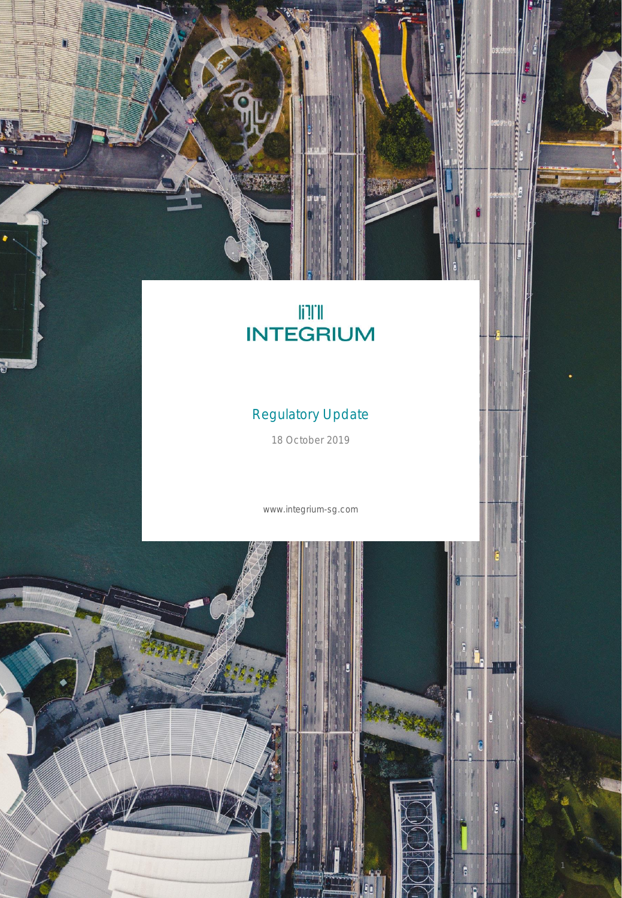# INTEGRIUM

## Regulatory Update

18 October 2019

www.integrium-sg.com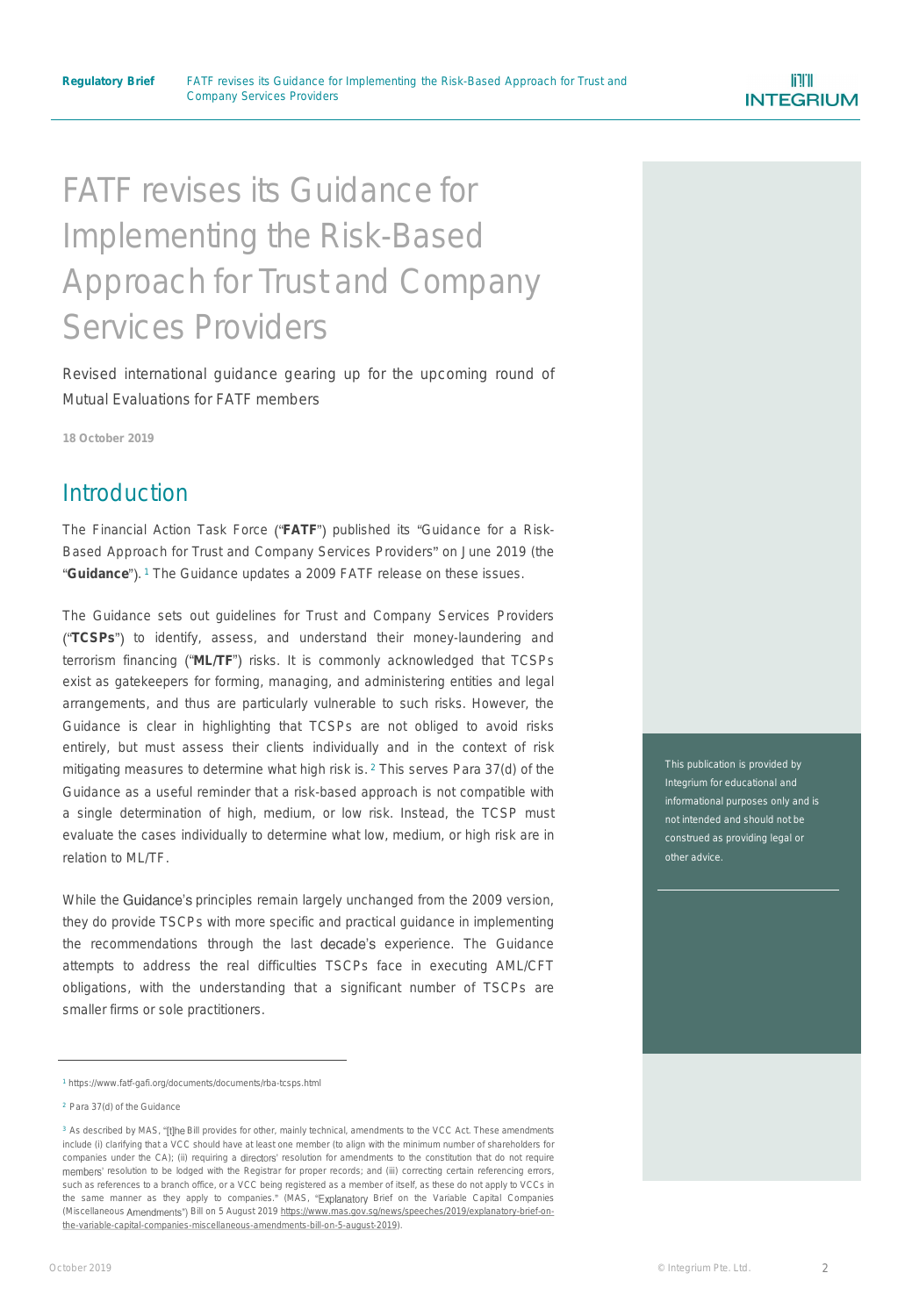# FATF revises its Guidance for Implementing the Risk-Based Approach for Trust and Company Services Providers

Revised international guidance gearing up for the upcoming round of Mutual Evaluations for FATF members

**18 October 2019**

## Introduction

The Financial Action Task Force ("**FATF**") published its "Guidance for a Risk-Based Approach for Trust and Company Services Providers" on June 2019 (the "**Guidance**").[1] The Guidance updates a 2009 FATF release on these issues.

The Guidance sets out guidelines for Trust and Company Services Providers ("**TCSPs**") to identify, assess, and understand their money-laundering and terrorism financing ("**ML/TF**") risks. It is commonly acknowledged that TCSPs exist as gatekeepers for forming, managing, and administering entities and legal arrangements, and thus are particularly vulnerable to such risks. However, the Guidance is clear in highlighting that TCSPs are not obliged to avoid risks entirely, but must assess their clients individually and in the context of risk mitigating measures to determine what high risk is.[2] This serves Para 37(d) of the Guidance as a useful reminder that a risk-based approach is not compatible with a single determination of high, medium, or low risk. Instead, the TCSP must evaluate the cases individually to determine what low, medium, or high risk are in relation to ML/TF.

While the Guidance's principles remain largely unchanged from the 2009 version, they do provide TSCPs with more specific and practical guidance in implementing the recommendations through the last decade's experience. The Guidance attempts to address the real difficulties TSCPs face in executing AML/CFT obligations, with the understanding that a significant number of TSCPs are smaller firms or sole practitioners.

This publication is provided by Integrium for educational and informational purposes only and is not intended and should not be construed as providing legal or other advice.

---

[1] https://www.fatf-gafi.org/documents/documents/rba-tcsps.html

[2] Para 37(d) of the Guidance

[3] As described by MAS, "[t]he Bill provides for other, mainly technical, amendments to the VCC Act. These amendments include (i) clarifying that a VCC should have at least one member (to align with the minimum number of shareholders for companies under the CA); (ii) requiring a directors' resolution for amendments to the constitution that do not require members' resolution to be lodged with the Registrar for proper records; and (iii) correcting certain referencing errors, such as references to a branch office, or a VCC being registered as a member of itself, as these do not apply to VCCs in the same manner as they apply to companies." (MAS, "Explanatory Brief on the Variable Capital Companies (Miscellaneous Amendments") Bill on 5 August 2019 https://www.mas.gov.sg/news/speeches/2019/explanatory-brief-on-the-variable-capital-companies-miscellaneous-amendments-bill-on-5-august-2019).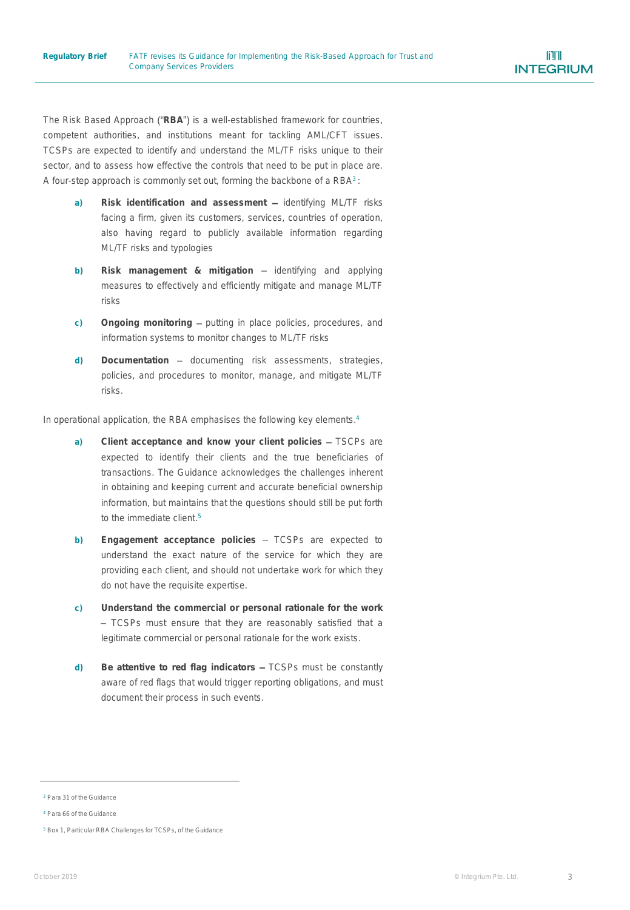The Risk Based Approach ("**RBA**") is a well-established framework for countries, competent authorities, and institutions meant for tackling AML/CFT issues. TCSPs are expected to identify and understand the ML/TF risks unique to their sector, and to assess how effective the controls that need to be put in place are. A four-step approach is commonly set out, forming the backbone of a RBA[3]:

a) **Risk identification and assessment** – identifying ML/TF risks facing a firm, given its customers, services, countries of operation, also having regard to publicly available information regarding ML/TF risks and typologies

b) **Risk management & mitigation** – identifying and applying measures to effectively and efficiently mitigate and manage ML/TF risks

c) **Ongoing monitoring** – putting in place policies, procedures, and information systems to monitor changes to ML/TF risks

d) **Documentation** – documenting risk assessments, strategies, policies, and procedures to monitor, manage, and mitigate ML/TF risks.

In operational application, the RBA emphasises the following key elements.[4]

a) **Client acceptance and know your client policies** – TSCPs are expected to identify their clients and the true beneficiaries of transactions. The Guidance acknowledges the challenges inherent in obtaining and keeping current and accurate beneficial ownership information, but maintains that the questions should still be put forth to the immediate client.[5]

b) **Engagement acceptance policies** – TCSPs are expected to understand the exact nature of the service for which they are providing each client, and should not undertake work for which they do not have the requisite expertise.

c) **Understand the commercial or personal rationale for the work** – TCSPs must ensure that they are reasonably satisfied that a legitimate commercial or personal rationale for the work exists.

d) **Be attentive to red flag indicators** – TCSPs must be constantly aware of red flags that would trigger reporting obligations, and must document their process in such events.

---

[3] Para 31 of the Guidance

[4] Para 66 of the Guidance

[5] Box 1, Particular RBA Challenges for TCSPs, of the Guidance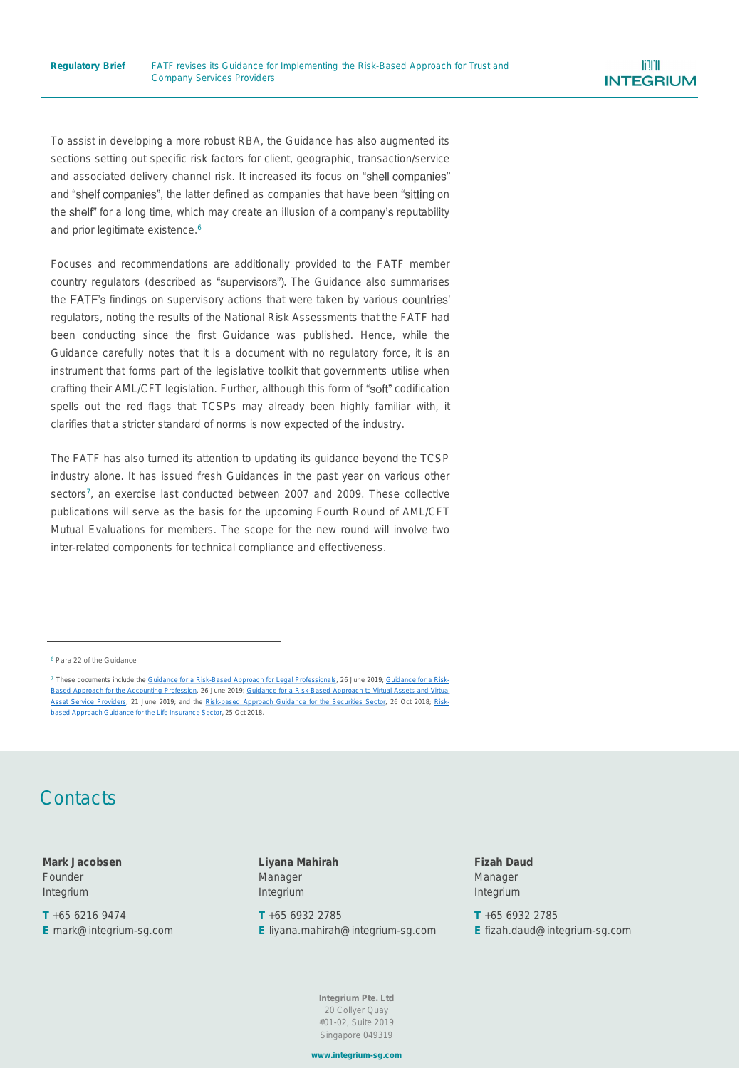To assist in developing a more robust RBA, the Guidance has also augmented its sections setting out specific risk factors for client, geographic, transaction/service and associated delivery channel risk. It increased its focus on "shell companies" and "shelf companies", the latter defined as companies that have been "sitting on the shelf" for a long time, which may create an illusion of a company's reputability and prior legitimate existence.[6]

Focuses and recommendations are additionally provided to the FATF member country regulators (described as "supervisors"). The Guidance also summarises the FATF's findings on supervisory actions that were taken by various countries' regulators, noting the results of the National Risk Assessments that the FATF had been conducting since the first Guidance was published. Hence, while the Guidance carefully notes that it is a document with no regulatory force, it is an instrument that forms part of the legislative toolkit that governments utilise when crafting their AML/CFT legislation. Further, although this form of "soft" codification spells out the red flags that TCSPs may already been highly familiar with, it clarifies that a stricter standard of norms is now expected of the industry.

The FATF has also turned its attention to updating its guidance beyond the TCSP industry alone. It has issued fresh Guidances in the past year on various other sectors[7], an exercise last conducted between 2007 and 2009. These collective publications will serve as the basis for the upcoming Fourth Round of AML/CFT Mutual Evaluations for members. The scope for the new round will involve two inter-related components for technical compliance and effectiveness.

---

[6] Para 22 of the Guidance

[7] These documents include the Guidance for a Risk-Based Approach for Legal Professionals, 26 June 2019; Guidance for a Risk-Based Approach for the Accounting Profession, 26 June 2019; Guidance for a Risk-Based Approach to Virtual Assets and Virtual Asset Service Providers, 21 June 2019; and the Risk-based Approach Guidance for the Securities Sector, 26 Oct 2018; Risk-based Approach Guidance for the Life Insurance Sector, 25 Oct 2018.

## Contacts

**Mark Jacobsen**
Founder
Integrium

**T** +65 6216 9474
**E** mark@integrium-sg.com

**Liyana Mahirah**
Manager
Integrium

**T** +65 6932 2785
**E** liyana.mahirah@integrium-sg.com

**Fizah Daud**
Manager
Integrium

**T** +65 6932 2785
**E** fizah.daud@integrium-sg.com

**Integrium Pte. Ltd**
20 Collyer Quay
#01-02, Suite 2019
Singapore 049319

**www.integrium-sg.com**